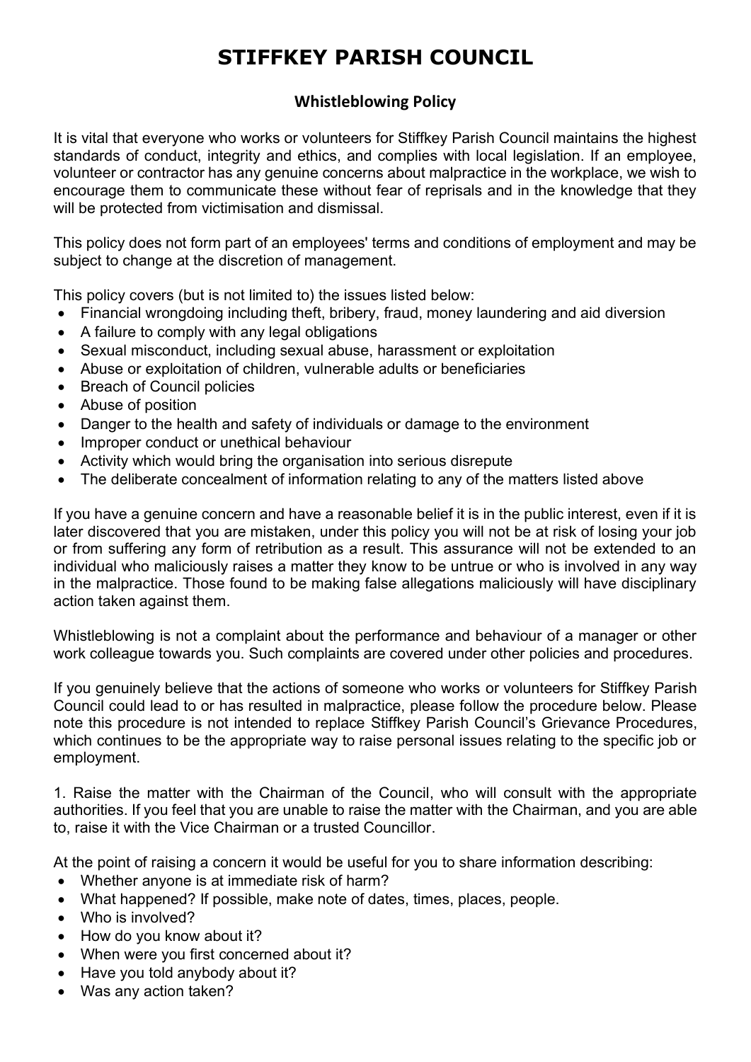# STIFFKEY PARISH COUNCIL

## Whistleblowing Policy

It is vital that everyone who works or volunteers for Stiffkey Parish Council maintains the highest standards of conduct, integrity and ethics, and complies with local legislation. If an employee, volunteer or contractor has any genuine concerns about malpractice in the workplace, we wish to encourage them to communicate these without fear of reprisals and in the knowledge that they will be protected from victimisation and dismissal.

This policy does not form part of an employees' terms and conditions of employment and may be subject to change at the discretion of management.

This policy covers (but is not limited to) the issues listed below:

- Financial wrongdoing including theft, bribery, fraud, money laundering and aid diversion
- A failure to comply with any legal obligations
- Sexual misconduct, including sexual abuse, harassment or exploitation
- Abuse or exploitation of children, vulnerable adults or beneficiaries
- Breach of Council policies
- Abuse of position
- Danger to the health and safety of individuals or damage to the environment
- Improper conduct or unethical behaviour
- Activity which would bring the organisation into serious disrepute
- The deliberate concealment of information relating to any of the matters listed above

If you have a genuine concern and have a reasonable belief it is in the public interest, even if it is later discovered that you are mistaken, under this policy you will not be at risk of losing your job or from suffering any form of retribution as a result. This assurance will not be extended to an individual who maliciously raises a matter they know to be untrue or who is involved in any way in the malpractice. Those found to be making false allegations maliciously will have disciplinary action taken against them.

Whistleblowing is not a complaint about the performance and behaviour of a manager or other work colleague towards you. Such complaints are covered under other policies and procedures.

If you genuinely believe that the actions of someone who works or volunteers for Stiffkey Parish Council could lead to or has resulted in malpractice, please follow the procedure below. Please note this procedure is not intended to replace Stiffkey Parish Council's Grievance Procedures, which continues to be the appropriate way to raise personal issues relating to the specific job or employment.

1. Raise the matter with the Chairman of the Council, who will consult with the appropriate authorities. If you feel that you are unable to raise the matter with the Chairman, and you are able to, raise it with the Vice Chairman or a trusted Councillor.

At the point of raising a concern it would be useful for you to share information describing:

- Whether anyone is at immediate risk of harm?
- What happened? If possible, make note of dates, times, places, people.
- Who is involved?
- How do you know about it?
- When were you first concerned about it?
- Have you told anybody about it?
- Was any action taken?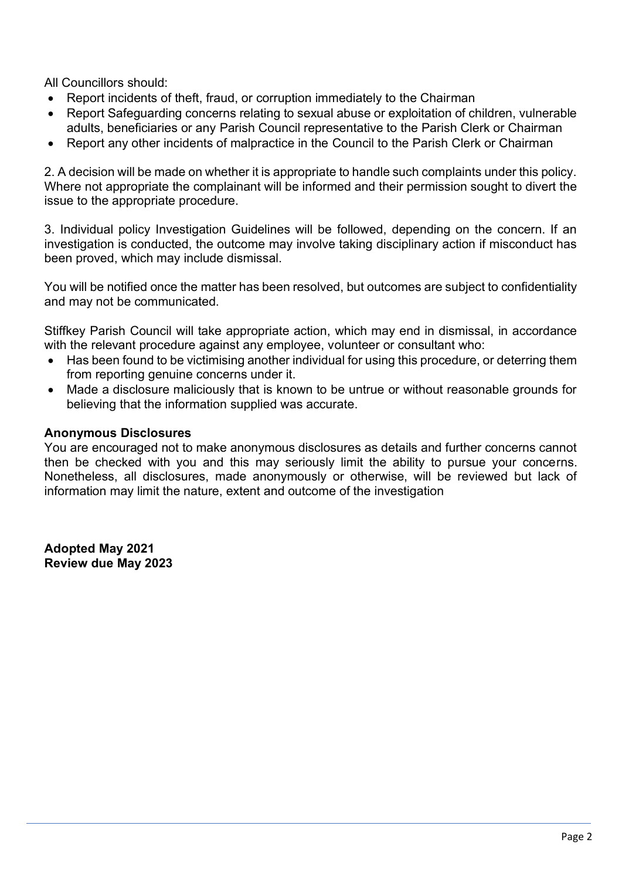All Councillors should:

- Report incidents of theft, fraud, or corruption immediately to the Chairman
- Report Safeguarding concerns relating to sexual abuse or exploitation of children, vulnerable adults, beneficiaries or any Parish Council representative to the Parish Clerk or Chairman
- Report any other incidents of malpractice in the Council to the Parish Clerk or Chairman

2. A decision will be made on whether it is appropriate to handle such complaints under this policy. Where not appropriate the complainant will be informed and their permission sought to divert the issue to the appropriate procedure.

3. Individual policy Investigation Guidelines will be followed, depending on the concern. If an investigation is conducted, the outcome may involve taking disciplinary action if misconduct has been proved, which may include dismissal.

You will be notified once the matter has been resolved, but outcomes are subject to confidentiality and may not be communicated.

Stiffkey Parish Council will take appropriate action, which may end in dismissal, in accordance with the relevant procedure against any employee, volunteer or consultant who:

- Has been found to be victimising another individual for using this procedure, or deterring them from reporting genuine concerns under it.
- Made a disclosure maliciously that is known to be untrue or without reasonable grounds for believing that the information supplied was accurate.

### Anonymous Disclosures

You are encouraged not to make anonymous disclosures as details and further concerns cannot then be checked with you and this may seriously limit the ability to pursue your concerns. Nonetheless, all disclosures, made anonymously or otherwise, will be reviewed but lack of information may limit the nature, extent and outcome of the investigation

**Adopted May 2021**
**Review due May 2023**